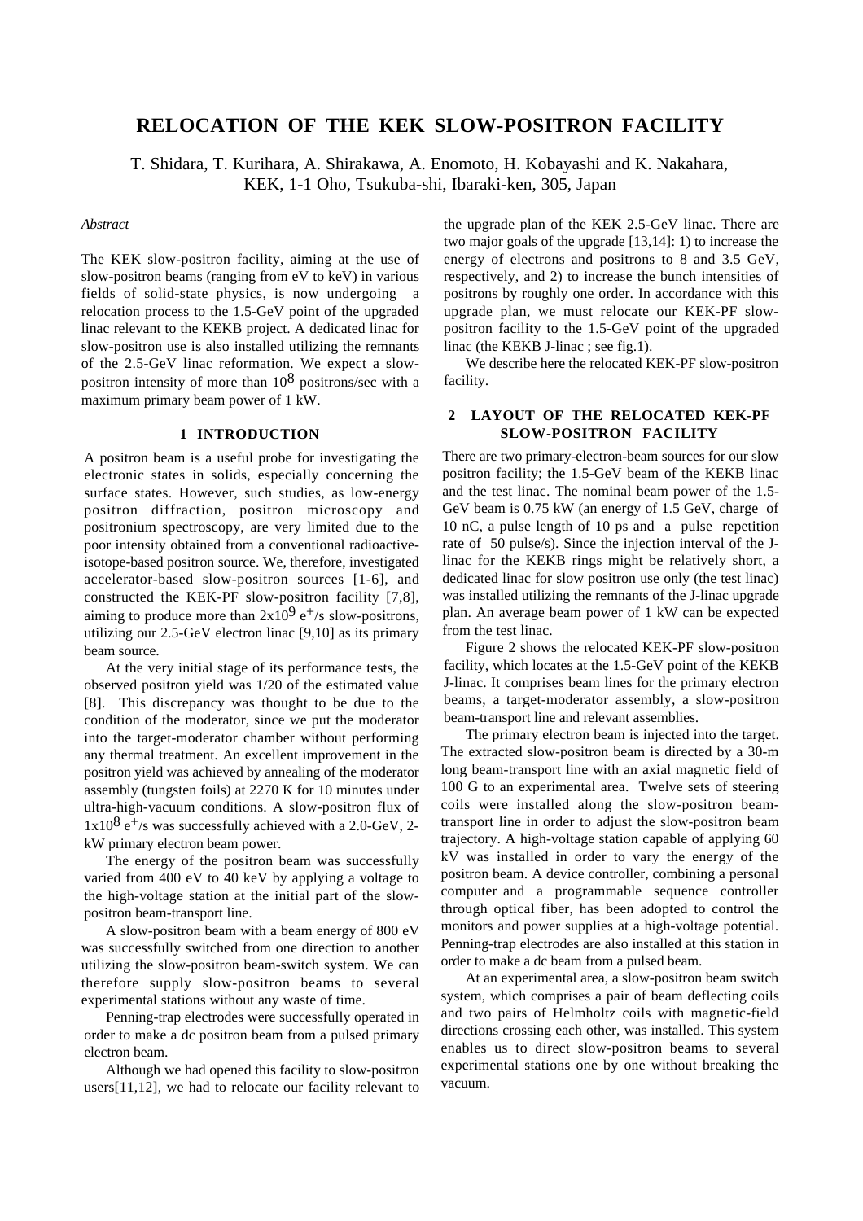# RELOCATION OF THE KEK SLOW-POSITRON FACILITY

T. Shidara, T. Kurihara, A. Shirakawa, A. Enomoto, H. Kobayashi and K. Nakahara,
KEK, 1-1 Oho, Tsukuba-shi, Ibaraki-ken, 305, Japan

*Abstract*

The KEK slow-positron facility, aiming at the use of slow-positron beams (ranging from eV to keV) in various fields of solid-state physics, is now undergoing a relocation process to the 1.5-GeV point of the upgraded linac relevant to the KEKB project. A dedicated linac for slow-positron use is also installed utilizing the remnants of the 2.5-GeV linac reformation. We expect a slow-positron intensity of more than $10^8$ positrons/sec with a maximum primary beam power of 1 kW.

## 1 INTRODUCTION

A positron beam is a useful probe for investigating the electronic states in solids, especially concerning the surface states. However, such studies, as low-energy positron diffraction, positron microscopy and positronium spectroscopy, are very limited due to the poor intensity obtained from a conventional radioactive-isotope-based positron source. We, therefore, investigated accelerator-based slow-positron sources [1-6], and constructed the KEK-PF slow-positron facility [7,8], aiming to produce more than $2\times10^9$ $e^+$/s slow-positrons, utilizing our 2.5-GeV electron linac [9,10] as its primary beam source.

At the very initial stage of its performance tests, the observed positron yield was 1/20 of the estimated value [8]. This discrepancy was thought to be due to the condition of the moderator, since we put the moderator into the target-moderator chamber without performing any thermal treatment. An excellent improvement in the positron yield was achieved by annealing of the moderator assembly (tungsten foils) at 2270 K for 10 minutes under ultra-high-vacuum conditions. A slow-positron flux of $1\times10^8$ $e^+$/s was successfully achieved with a 2.0-GeV, 2-kW primary electron beam power.

The energy of the positron beam was successfully varied from 400 eV to 40 keV by applying a voltage to the high-voltage station at the initial part of the slow-positron beam-transport line.

A slow-positron beam with a beam energy of 800 eV was successfully switched from one direction to another utilizing the slow-positron beam-switch system. We can therefore supply slow-positron beams to several experimental stations without any waste of time.

Penning-trap electrodes were successfully operated in order to make a dc positron beam from a pulsed primary electron beam.

Although we had opened this facility to slow-positron users[11,12], we had to relocate our facility relevant to the upgrade plan of the KEK 2.5-GeV linac. There are two major goals of the upgrade [13,14]: 1) to increase the energy of electrons and positrons to 8 and 3.5 GeV, respectively, and 2) to increase the bunch intensities of positrons by roughly one order. In accordance with this upgrade plan, we must relocate our KEK-PF slow-positron facility to the 1.5-GeV point of the upgraded linac (the KEKB J-linac ; see fig.1).

We describe here the relocated KEK-PF slow-positron facility.

## 2 LAYOUT OF THE RELOCATED KEK-PF SLOW-POSITRON FACILITY

There are two primary-electron-beam sources for our slow positron facility; the 1.5-GeV beam of the KEKB linac and the test linac. The nominal beam power of the 1.5-GeV beam is 0.75 kW (an energy of 1.5 GeV, charge of 10 nC, a pulse length of 10 ps and a pulse repetition rate of 50 pulse/s). Since the injection interval of the J-linac for the KEKB rings might be relatively short, a dedicated linac for slow positron use only (the test linac) was installed utilizing the remnants of the J-linac upgrade plan. An average beam power of 1 kW can be expected from the test linac.

Figure 2 shows the relocated KEK-PF slow-positron facility, which locates at the 1.5-GeV point of the KEKB J-linac. It comprises beam lines for the primary electron beams, a target-moderator assembly, a slow-positron beam-transport line and relevant assemblies.

The primary electron beam is injected into the target. The extracted slow-positron beam is directed by a 30-m long beam-transport line with an axial magnetic field of 100 G to an experimental area. Twelve sets of steering coils were installed along the slow-positron beam-transport line in order to adjust the slow-positron beam trajectory. A high-voltage station capable of applying 60 kV was installed in order to vary the energy of the positron beam. A device controller, combining a personal computer and a programmable sequence controller through optical fiber, has been adopted to control the monitors and power supplies at a high-voltage potential. Penning-trap electrodes are also installed at this station in order to make a dc beam from a pulsed beam.

At an experimental area, a slow-positron beam switch system, which comprises a pair of beam deflecting coils and two pairs of Helmholtz coils with magnetic-field directions crossing each other, was installed. This system enables us to direct slow-positron beams to several experimental stations one by one without breaking the vacuum.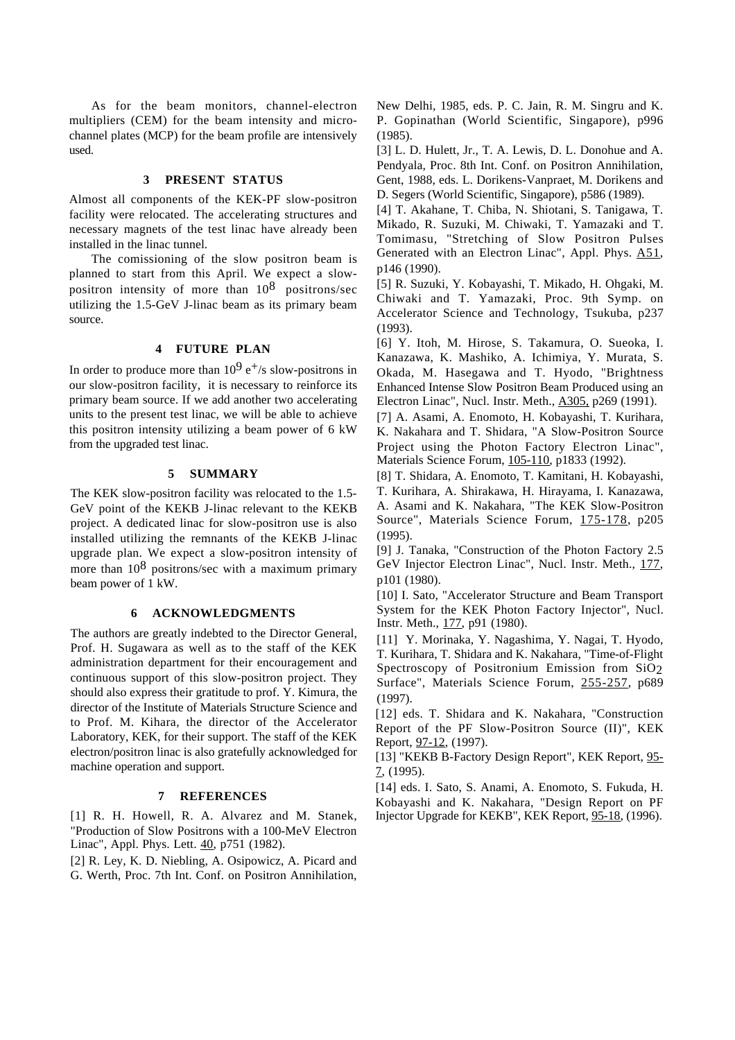As for the beam monitors, channel-electron multipliers (CEM) for the beam intensity and micro-channel plates (MCP) for the beam profile are intensively used.

## 3 PRESENT STATUS

Almost all components of the KEK-PF slow-positron facility were relocated. The accelerating structures and necessary magnets of the test linac have already been installed in the linac tunnel.

The comissioning of the slow positron beam is planned to start from this April. We expect a slow-positron intensity of more than $10^8$ positrons/sec utilizing the 1.5-GeV J-linac beam as its primary beam source.

## 4 FUTURE PLAN

In order to produce more than $10^9$ $e^+$/s slow-positrons in our slow-positron facility, it is necessary to reinforce its primary beam source. If we add another two accelerating units to the present test linac, we will be able to achieve this positron intensity utilizing a beam power of 6 kW from the upgraded test linac.

## 5 SUMMARY

The KEK slow-positron facility was relocated to the 1.5-GeV point of the KEKB J-linac relevant to the KEKB project. A dedicated linac for slow-positron use is also installed utilizing the remnants of the KEKB J-linac upgrade plan. We expect a slow-positron intensity of more than $10^8$ positrons/sec with a maximum primary beam power of 1 kW.

## 6 ACKNOWLEDGMENTS

The authors are greatly indebted to the Director General, Prof. H. Sugawara as well as to the staff of the KEK administration department for their encouragement and continuous support of this slow-positron project. They should also express their gratitude to prof. Y. Kimura, the director of the Institute of Materials Structure Science and to Prof. M. Kihara, the director of the Accelerator Laboratory, KEK, for their support. The staff of the KEK electron/positron linac is also gratefully acknowledged for machine operation and support.

## 7 REFERENCES

[1] R. H. Howell, R. A. Alvarez and M. Stanek, "Production of Slow Positrons with a 100-MeV Electron Linac", Appl. Phys. Lett. 40, p751 (1982).

[2] R. Ley, K. D. Niebling, A. Osipowicz, A. Picard and G. Werth, Proc. 7th Int. Conf. on Positron Annihilation, New Delhi, 1985, eds. P. C. Jain, R. M. Singru and K. P. Gopinathan (World Scientific, Singapore), p996 (1985).

[3] L. D. Hulett, Jr., T. A. Lewis, D. L. Donohue and A. Pendyala, Proc. 8th Int. Conf. on Positron Annihilation, Gent, 1988, eds. L. Dorikens-Vanpraet, M. Dorikens and D. Segers (World Scientific, Singapore), p586 (1989).

[4] T. Akahane, T. Chiba, N. Shiotani, S. Tanigawa, T. Mikado, R. Suzuki, M. Chiwaki, T. Yamazaki and T. Tomimasu, "Stretching of Slow Positron Pulses Generated with an Electron Linac", Appl. Phys. A51, p146 (1990).

[5] R. Suzuki, Y. Kobayashi, T. Mikado, H. Ohgaki, M. Chiwaki and T. Yamazaki, Proc. 9th Symp. on Accelerator Science and Technology, Tsukuba, p237 (1993).

[6] Y. Itoh, M. Hirose, S. Takamura, O. Sueoka, I. Kanazawa, K. Mashiko, A. Ichimiya, Y. Murata, S. Okada, M. Hasegawa and T. Hyodo, "Brightness Enhanced Intense Slow Positron Beam Produced using an Electron Linac", Nucl. Instr. Meth., A305, p269 (1991).

[7] A. Asami, A. Enomoto, H. Kobayashi, T. Kurihara, K. Nakahara and T. Shidara, "A Slow-Positron Source Project using the Photon Factory Electron Linac", Materials Science Forum, 105-110, p1833 (1992).

[8] T. Shidara, A. Enomoto, T. Kamitani, H. Kobayashi, T. Kurihara, A. Shirakawa, H. Hirayama, I. Kanazawa, A. Asami and K. Nakahara, "The KEK Slow-Positron Source", Materials Science Forum, 175-178, p205 (1995).

[9] J. Tanaka, "Construction of the Photon Factory 2.5 GeV Injector Electron Linac", Nucl. Instr. Meth., 177, p101 (1980).

[10] I. Sato, "Accelerator Structure and Beam Transport System for the KEK Photon Factory Injector", Nucl. Instr. Meth., 177, p91 (1980).

[11] Y. Morinaka, Y. Nagashima, Y. Nagai, T. Hyodo, T. Kurihara, T. Shidara and K. Nakahara, "Time-of-Flight Spectroscopy of Positronium Emission from $SiO_2$ Surface", Materials Science Forum, 255-257, p689 (1997).

[12] eds. T. Shidara and K. Nakahara, "Construction Report of the PF Slow-Positron Source (II)", KEK Report, 97-12, (1997).

[13] "KEKB B-Factory Design Report", KEK Report, 95-7, (1995).

[14] eds. I. Sato, S. Anami, A. Enomoto, S. Fukuda, H. Kobayashi and K. Nakahara, "Design Report on PF Injector Upgrade for KEKB", KEK Report, 95-18, (1996).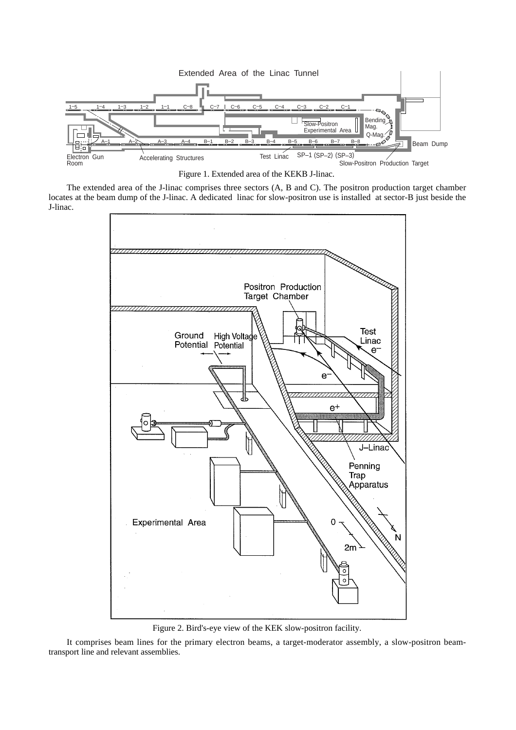Extended Area of the Linac Tunnel

1–5 1–4 1–3 1–2 1–1 C–8 C–7 C–6 C–5 C–4 C–3 C–2 C–1

Bending Mag.

Slow-Positron Experimental Area

Q-Mag.

A–1 A–2 A–3 A–4 B–1 B–2 B–3 B–4 B–5 B–6 B–7 B–8

Beam Dump

Electron Gun Room

Accelerating Structures

Test Linac

SP–1 (SP–2) (SP–3)

Slow-Positron Production Target

Figure 1. Extended area of the KEKB J-linac.

The extended area of the J-linac comprises three sectors (A, B and C). The positron production target chamber locates at the beam dump of the J-linac. A dedicated linac for slow-positron use is installed at sector-B just beside the J-linac.

Positron Production Target Chamber

Ground Potential

High Voltage Potential

Test Linac

$e^-$

$e^-$

$e^+$

J–Linac

Penning Trap Apparatus

Experimental Area

0

2m

N

Figure 2. Bird's-eye view of the KEK slow-positron facility.

It comprises beam lines for the primary electron beams, a target-moderator assembly, a slow-positron beam-transport line and relevant assemblies.